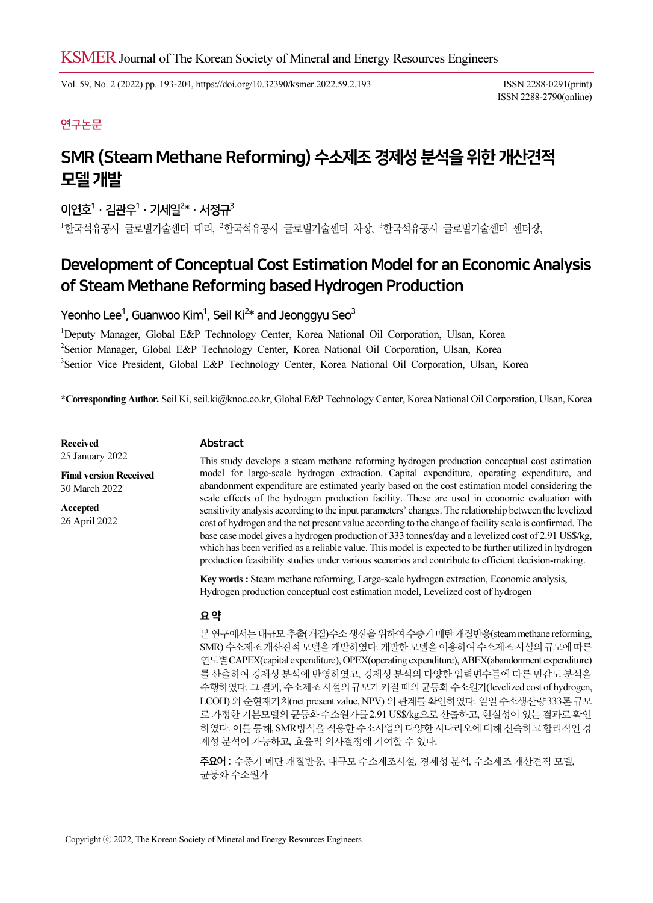연구논문

# SMR (Steam Methane Reforming) 수소제조 경제성 분석을 위한 개산견적 모델 개발

이연호[1] · 김관우[1] · 기세일[2]* · 서정규[3]

[1]한국석유공사 글로벌기술센터 대리, [2]한국석유공사 글로벌기술센터 차장, [3]한국석유공사 글로벌기술센터 센터장,

# Development of Conceptual Cost Estimation Model for an Economic Analysis of Steam Methane Reforming based Hydrogen Production

Yeonho Lee[1], Guanwoo Kim[1], Seil Ki[2]* and Jeonggyu Seo[3]

[1]Deputy Manager, Global E&P Technology Center, Korea National Oil Corporation, Ulsan, Korea
[2]Senior Manager, Global E&P Technology Center, Korea National Oil Corporation, Ulsan, Korea
[3]Senior Vice President, Global E&P Technology Center, Korea National Oil Corporation, Ulsan, Korea

**\*Corresponding Author.** Seil Ki, seil.ki@knoc.co.kr, Global E&P Technology Center, Korea National Oil Corporation, Ulsan, Korea

**Received**
25 January 2022

**Final version Received**
30 March 2022

**Accepted**
26 April 2022

## Abstract

This study develops a steam methane reforming hydrogen production conceptual cost estimation model for large-scale hydrogen extraction. Capital expenditure, operating expenditure, and abandonment expenditure are estimated yearly based on the cost estimation model considering the scale effects of the hydrogen production facility. These are used in economic evaluation with sensitivity analysis according to the input parameters' changes. The relationship between the levelized cost of hydrogen and the net present value according to the change of facility scale is confirmed. The base case model gives a hydrogen production of 333 tonnes/day and a levelized cost of 2.91 US$/kg, which has been verified as a reliable value. This model is expected to be further utilized in hydrogen production feasibility studies under various scenarios and contribute to efficient decision-making.

**Key words :** Steam methane reforming, Large-scale hydrogen extraction, Economic analysis, Hydrogen production conceptual cost estimation model, Levelized cost of hydrogen

## 요 약

본 연구에서는 대규모 추출(개질)수소 생산을 위하여 수증기 메탄 개질반응(steam methane reforming, SMR) 수소제조 개산견적 모델을 개발하였다. 개발한 모델을 이용하여 수소제조 시설의 규모에 따른 연도별 CAPEX(capital expenditure), OPEX(operating expenditure), ABEX(abandonment expenditure)를 산출하여 경제성 분석에 반영하였고, 경제성 분석의 다양한 입력변수들에 따른 민감도 분석을 수행하였다. 그 결과, 수소제조 시설의 규모가 커질 때의 균등화 수소원가(levelized cost of hydrogen, LCOH) 와 순현재가치(net present value, NPV) 의 관계를 확인하였다. 일일 수소생산량 333톤 규모로 가정한 기본모델의 균등화 수소원가를 2.91 US$/kg으로 산출하고, 현실성이 있는 결과로 확인하였다. 이를 통해, SMR방식을 적용한 수소사업의 다양한 시나리오에 대해 신속하고 합리적인 경제성 분석이 가능하고, 효율적 의사결정에 기여할 수 있다.

**주요어 :** 수증기 메탄 개질반응, 대규모 수소제조시설, 경제성 분석, 수소제조 개산견적 모델, 균등화 수소원가

Copyright ⓒ 2022, The Korean Society of Mineral and Energy Resources Engineers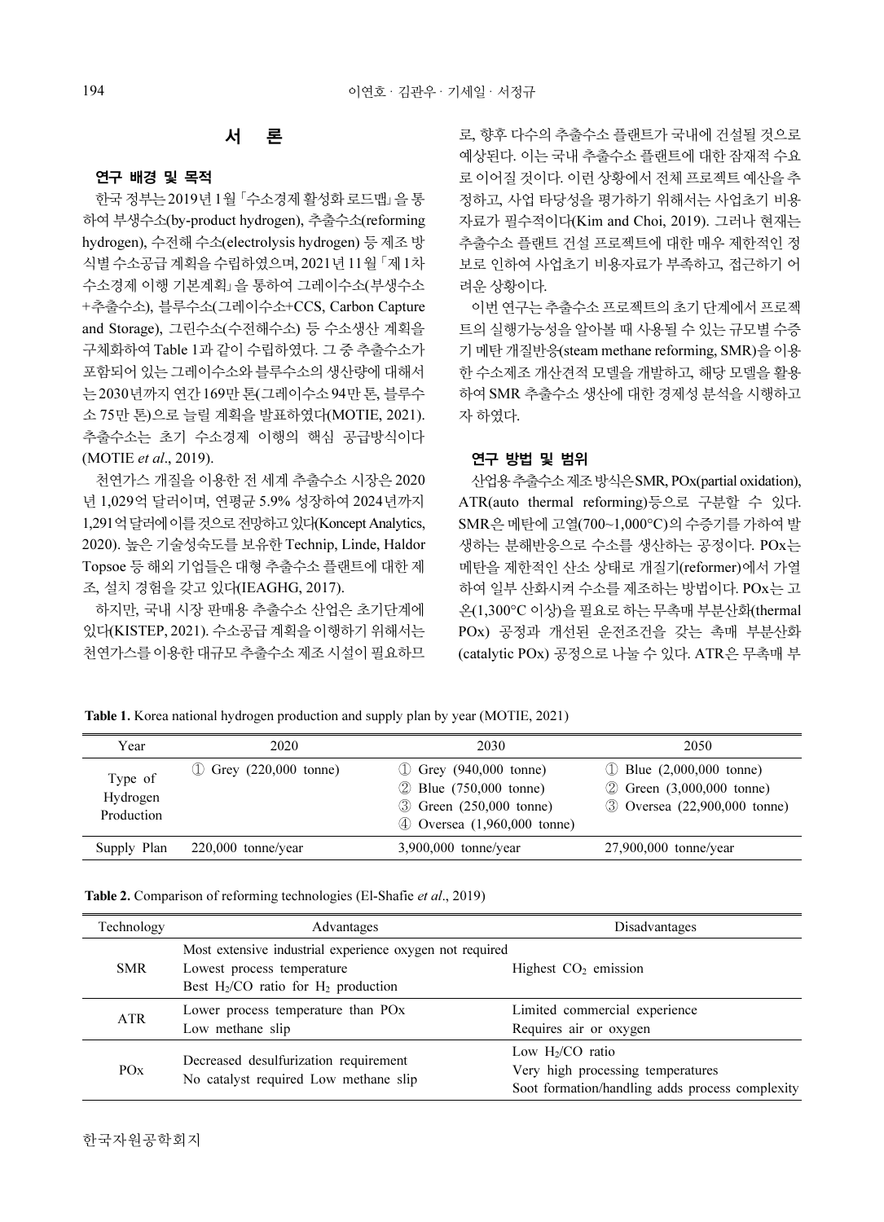## 서 론

### 연구 배경 및 목적

한국 정부는 2019년 1월 「수소경제 활성화 로드맵」을 통하여 부생수소(by-product hydrogen), 추출수소(reforming hydrogen), 수전해 수소(electrolysis hydrogen) 등 제조 방식별 수소공급 계획을 수립하였으며, 2021년 11월 「제1차 수소경제 이행 기본계획」을 통하여 그레이수소(부생수소+추출수소), 블루수소(그레이수소+CCS, Carbon Capture and Storage), 그린수소(수전해수소) 등 수소생산 계획을 구체화하여 Table 1과 같이 수립하였다. 그 중 추출수소가 포함되어 있는 그레이수소와 블루수소의 생산량에 대해서는 2030년까지 연간 169만 톤(그레이수소 94만 톤, 블루수소 75만 톤)으로 늘릴 계획을 발표하였다(MOTIE, 2021). 추출수소는 초기 수소경제 이행의 핵심 공급방식이다(MOTIE *et al*., 2019).

천연가스 개질을 이용한 전 세계 추출수소 시장은 2020년 1,029억 달러이며, 연평균 5.9% 성장하여 2024년까지 1,291억 달러에 이를 것으로 전망하고 있다(Koncept Analytics, 2020). 높은 기술성숙도를 보유한 Technip, Linde, Haldor Topsoe 등 해외 기업들은 대형 추출수소 플랜트에 대한 제조, 설치 경험을 갖고 있다(IEAGHG, 2017).

하지만, 국내 시장 판매용 추출수소 산업은 초기단계에 있다(KISTEP, 2021). 수소공급 계획을 이행하기 위해서는 천연가스를 이용한 대규모 추출수소 제조 시설이 필요하므로, 향후 다수의 추출수소 플랜트가 국내에 건설될 것으로 예상된다. 이는 국내 추출수소 플랜트에 대한 잠재적 수요로 이어질 것이다. 이런 상황에서 전체 프로젝트 예산을 추정하고, 사업 타당성을 평가하기 위해서는 사업초기 비용자료가 필수적이다(Kim and Choi, 2019). 그러나 현재는 추출수소 플랜트 건설 프로젝트에 대한 매우 제한적인 정보로 인하여 사업초기 비용자료가 부족하고, 접근하기 어려운 상황이다.

이번 연구는 추출수소 프로젝트의 초기 단계에서 프로젝트의 실행가능성을 알아볼 때 사용될 수 있는 규모별 수증기 메탄 개질반응(steam methane reforming, SMR)을 이용한 수소제조 개산견적 모델을 개발하고, 해당 모델을 활용하여 SMR 추출수소 생산에 대한 경제성 분석을 시행하고자 하였다.

### 연구 방법 및 범위

산업용 추출수소 제조방식은 SMR, POx(partial oxidation), ATR(auto thermal reforming)등으로 구분할 수 있다. SMR은 메탄에 고열(700~1,000°C)의 수증기를 가하여 발생하는 분해반응으로 수소를 생산하는 공정이다. POx는 메탄을 제한적인 산소 상태로 개질기(reformer)에서 가열하여 일부 산화시켜 수소를 제조하는 방법이다. POx는 고온(1,300°C 이상)을 필요로 하는 무촉매 부분산화(thermal POx) 공정과 개선된 운전조건을 갖는 촉매 부분산화(catalytic POx) 공정으로 나눌 수 있다. ATR은 무촉매 부

**Table 1.** Korea national hydrogen production and supply plan by year (MOTIE, 2021)

| Year | 2020 | 2030 | 2050 |
|---|---|---|---|
| Type of Hydrogen Production | ① Grey (220,000 tonne) | ① Grey (940,000 tonne)<br>② Blue (750,000 tonne)<br>③ Green (250,000 tonne)<br>④ Oversea (1,960,000 tonne) | ① Blue (2,000,000 tonne)<br>② Green (3,000,000 tonne)<br>③ Oversea (22,900,000 tonne) |
| Supply Plan | 220,000 tonne/year | 3,900,000 tonne/year | 27,900,000 tonne/year |

**Table 2.** Comparison of reforming technologies (El-Shafie *et al*., 2019)

| Technology | Advantages | Disadvantages |
|---|---|---|
| SMR | Most extensive industrial experience oxygen not required<br>Lowest process temperature<br>Best $H_2/CO$ ratio for $H_2$ production | Highest $CO_2$ emission |
| ATR | Lower process temperature than POx<br>Low methane slip | Limited commercial experience<br>Requires air or oxygen |
| POx | Decreased desulfurization requirement<br>No catalyst required Low methane slip | Low $H_2/CO$ ratio<br>Very high processing temperatures<br>Soot formation/handling adds process complexity |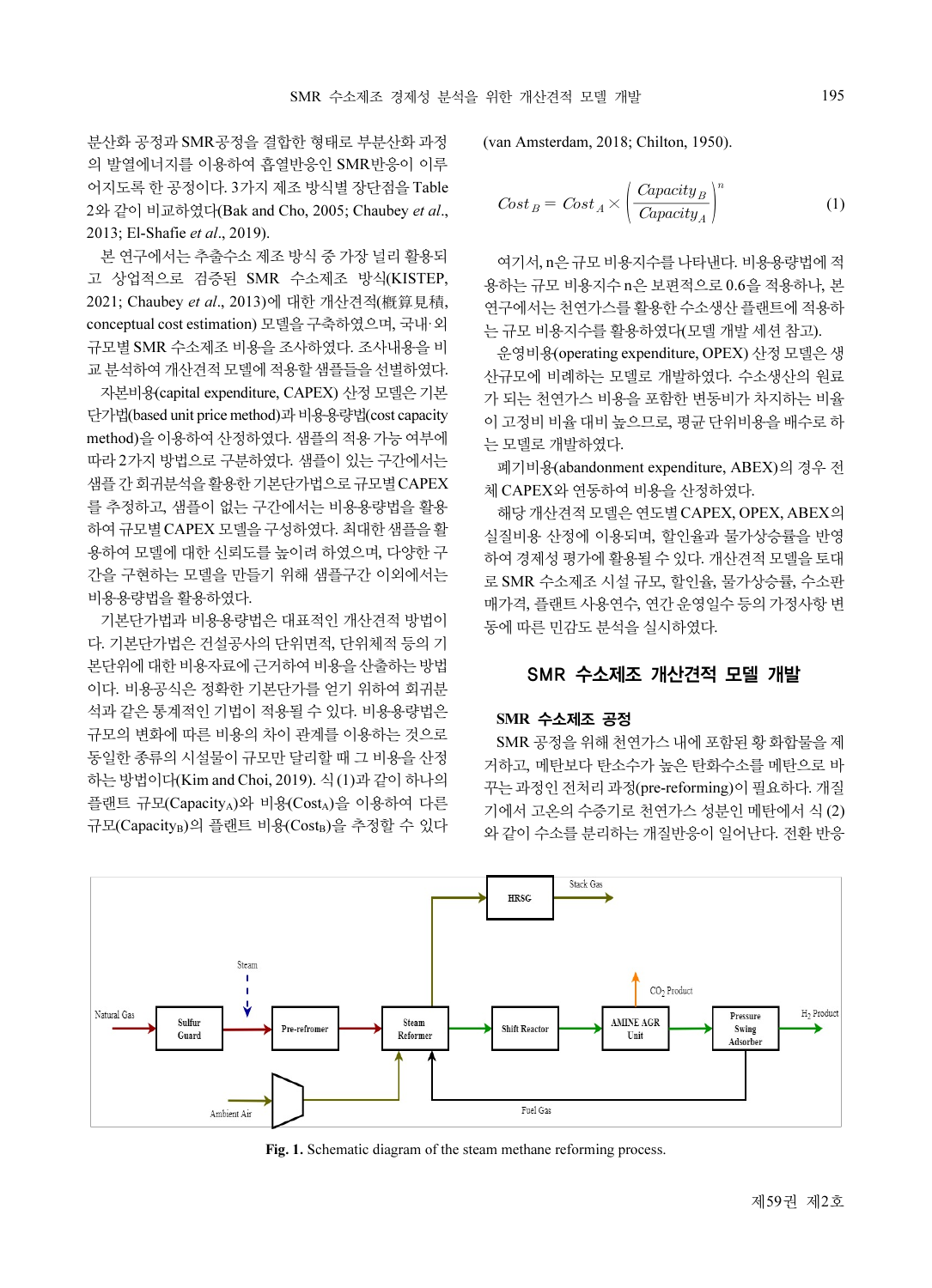분산화 공정과 SMR공정을 결합한 형태로 부분산화 과정의 발열에너지를 이용하여 흡열반응인 SMR반응이 이루어지도록 한 공정이다. 3가지 제조 방식별 장단점을 Table 2와 같이 비교하였다(Bak and Cho, 2005; Chaubey *et al*., 2013; El-Shafie *et al*., 2019).

본 연구에서는 추출수소 제조 방식 중 가장 널리 활용되고 상업적으로 검증된 SMR 수소제조 방식(KISTEP, 2021; Chaubey *et al*., 2013)에 대한 개산견적(概算見積, conceptual cost estimation) 모델을 구축하였으며, 국내·외 규모별 SMR 수소제조 비용을 조사하였다. 조사내용을 비교 분석하여 개산견적 모델에 적용할 샘플들을 선별하였다.

자본비용(capital expenditure, CAPEX) 산정 모델은 기본단가법(based unit price method)과 비용용량법(cost capacity method)을 이용하여 산정하였다. 샘플의 적용 가능 여부에 따라 2가지 방법으로 구분하였다. 샘플이 있는 구간에서는 샘플 간 회귀분석을 활용한 기본단가법으로 규모별 CAPEX를 추정하고, 샘플이 없는 구간에서는 비용용량법을 활용하여 규모별 CAPEX 모델을 구성하였다. 최대한 샘플을 활용하여 모델에 대한 신뢰도를 높이려 하였으며, 다양한 구간을 구현하는 모델을 만들기 위해 샘플구간 이외에서는 비용용량법을 활용하였다.

기본단가법과 비용용량법은 대표적인 개산견적 방법이다. 기본단가법은 건설공사의 단위면적, 단위체적 등의 기본단위에 대한 비용자료에 근거하여 비용을 산출하는 방법이다. 비용공식은 정확한 기본단가를 얻기 위하여 회귀분석과 같은 통계적인 기법이 적용될 수 있다. 비용용량법은 규모의 변화에 따른 비용의 차이 관계를 이용하는 것으로 동일한 종류의 시설물이 규모만 달리할 때 그 비용을 산정하는 방법이다(Kim and Choi, 2019). 식 (1)과 같이 하나의 플랜트 규모($Capacity_A$)와 비용($Cost_A$)을 이용하여 다른 규모($Capacity_B$)의 플랜트 비용($Cost_B$)을 추정할 수 있다 (van Amsterdam, 2018; Chilton, 1950).

$$Cost_B = Cost_A \times \left(\frac{Capacity_B}{Capacity_A}\right)^n \quad (1)$$

여기서, n은 규모 비용지수를 나타낸다. 비용용량법에 적용하는 규모 비용지수 n은 보편적으로 0.6을 적용하나, 본 연구에서는 천연가스를 활용한 수소생산 플랜트에 적용하는 규모 비용지수를 활용하였다(모델 개발 세션 참고).

운영비용(operating expenditure, OPEX) 산정 모델은 생산규모에 비례하는 모델로 개발하였다. 수소생산의 원료가 되는 천연가스 비용을 포함한 변동비가 차지하는 비율이 고정비 비율 대비 높으므로, 평균 단위비용을 배수로 하는 모델로 개발하였다.

폐기비용(abandonment expenditure, ABEX)의 경우 전체 CAPEX와 연동하여 비용을 산정하였다.

해당 개산견적 모델은 연도별 CAPEX, OPEX, ABEX의 실질비용 산정에 이용되며, 할인율과 물가상승률을 반영하여 경제성 평가에 활용될 수 있다. 개산견적 모델을 토대로 SMR 수소제조 시설 규모, 할인율, 물가상승률, 수소판매가격, 플랜트 사용연수, 연간 운영일수 등의 가정사항 변동에 따른 민감도 분석을 실시하였다.

## SMR 수소제조 개산견적 모델 개발

### SMR 수소제조 공정

SMR 공정을 위해 천연가스 내에 포함된 황 화합물을 제거하고, 메탄보다 탄소수가 높은 탄화수소를 메탄으로 바꾸는 과정인 전처리 과정(pre-reforming)이 필요하다. 개질기에서 고온의 수증기로 천연가스 성분인 메탄에서 식 (2)와 같이 수소를 분리하는 개질반응이 일어난다. 전환 반응

**Fig. 1.** Schematic diagram of the steam methane reforming process.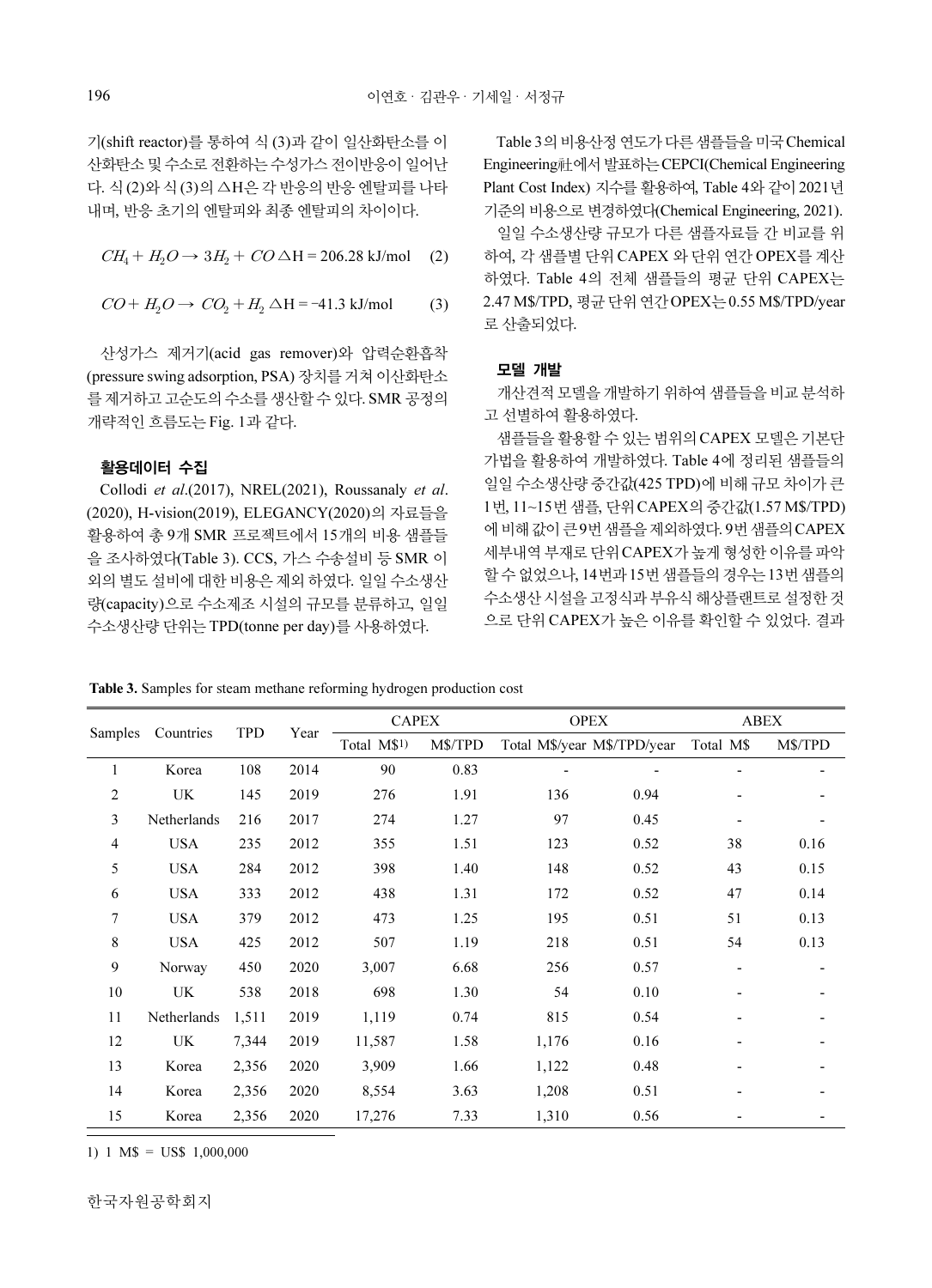기(shift reactor)를 통하여 식 (3)과 같이 일산화탄소를 이산화탄소 및 수소로 전환하는 수성가스 전이반응이 일어난다. 식 (2)와 식 (3)의 △H은 각 반응의 반응 엔탈피를 나타내며, 반응 초기의 엔탈피와 최종 엔탈피의 차이이다.

$$CH_4 + H_2O \rightarrow 3H_2 + CO \triangle\mathrm{H} = 206.28 \text{ kJ/mol} \quad (2)$$

$$CO + H_2O \rightarrow CO_2 + H_2 \triangle\mathrm{H} = -41.3 \text{ kJ/mol} \quad (3)$$

산성가스 제거기(acid gas remover)와 압력순환흡착(pressure swing adsorption, PSA) 장치를 거쳐 이산화탄소를 제거하고 고순도의 수소를 생산할 수 있다. SMR 공정의 개략적인 흐름도는 Fig. 1과 같다.

## 활용데이터 수집

Collodi *et al*.(2017), NREL(2021), Roussanaly *et al*. (2020), H-vision(2019), ELEGANCY(2020)의 자료들을 활용하여 총 9개 SMR 프로젝트에서 15개의 비용 샘플들을 조사하였다(Table 3). CCS, 가스 수송설비 등 SMR 이외의 별도 설비에 대한 비용은 제외 하였다. 일일 수소생산량(capacity)으로 수소제조 시설의 규모를 분류하고, 일일 수소생산량 단위는 TPD(tonne per day)를 사용하였다.

Table 3의 비용산정 연도가 다른 샘플들을 미국 Chemical Engineering社에서 발표하는 CEPCI(Chemical Engineering Plant Cost Index) 지수를 활용하여, Table 4와 같이 2021년 기준의 비용으로 변경하였다(Chemical Engineering, 2021).

일일 수소생산량 규모가 다른 샘플자료들 간 비교를 위하여, 각 샘플별 단위 CAPEX 와 단위 연간 OPEX를 계산하였다. Table 4의 전체 샘플들의 평균 단위 CAPEX는 2.47 M$/TPD, 평균 단위 연간 OPEX는 0.55 M$/TPD/year로 산출되었다.

## 모델 개발

개산견적 모델을 개발하기 위하여 샘플들을 비교 분석하고 선별하여 활용하였다.

샘플들을 활용할 수 있는 범위의 CAPEX 모델은 기본단가법을 활용하여 개발하였다. Table 4에 정리된 샘플들의 일일 수소생산량 중간값(425 TPD)에 비해 규모 차이가 큰 1번, 11~15번 샘플, 단위 CAPEX의 중간값(1.57 M$/TPD)에 비해 값이 큰 9번 샘플을 제외하였다. 9번 샘플의 CAPEX 세부내역 부재로 단위 CAPEX가 높게 형성한 이유를 파악할 수 없었으나, 14번과 15번 샘플들의 경우는 13번 샘플의 수소생산 시설을 고정식과 부유식 해상플랜트로 설정한 것으로 단위 CAPEX가 높은 이유를 확인할 수 있었다. 결과

**Table 3.** Samples for steam methane reforming hydrogen production cost

| Samples | Countries | TPD | Year | CAPEX | | OPEX | | ABEX | |
|---|---|---|---|---|---|---|---|---|---|
| | | | | Total M$[1)] | M$/TPD | Total M$/year | M$/TPD/year | Total M$ | M$/TPD |
| 1 | Korea | 108 | 2014 | 90 | 0.83 | - | - | - | - |
| 2 | UK | 145 | 2019 | 276 | 1.91 | 136 | 0.94 | - | - |
| 3 | Netherlands | 216 | 2017 | 274 | 1.27 | 97 | 0.45 | - | - |
| 4 | USA | 235 | 2012 | 355 | 1.51 | 123 | 0.52 | 38 | 0.16 |
| 5 | USA | 284 | 2012 | 398 | 1.40 | 148 | 0.52 | 43 | 0.15 |
| 6 | USA | 333 | 2012 | 438 | 1.31 | 172 | 0.52 | 47 | 0.14 |
| 7 | USA | 379 | 2012 | 473 | 1.25 | 195 | 0.51 | 51 | 0.13 |
| 8 | USA | 425 | 2012 | 507 | 1.19 | 218 | 0.51 | 54 | 0.13 |
| 9 | Norway | 450 | 2020 | 3,007 | 6.68 | 256 | 0.57 | - | - |
| 10 | UK | 538 | 2018 | 698 | 1.30 | 54 | 0.10 | - | - |
| 11 | Netherlands | 1,511 | 2019 | 1,119 | 0.74 | 815 | 0.54 | - | - |
| 12 | UK | 7,344 | 2019 | 11,587 | 1.58 | 1,176 | 0.16 | - | - |
| 13 | Korea | 2,356 | 2020 | 3,909 | 1.66 | 1,122 | 0.48 | - | - |
| 14 | Korea | 2,356 | 2020 | 8,554 | 3.63 | 1,208 | 0.51 | - | - |
| 15 | Korea | 2,356 | 2020 | 17,276 | 7.33 | 1,310 | 0.56 | - | - |

1) 1 M$ = US$ 1,000,000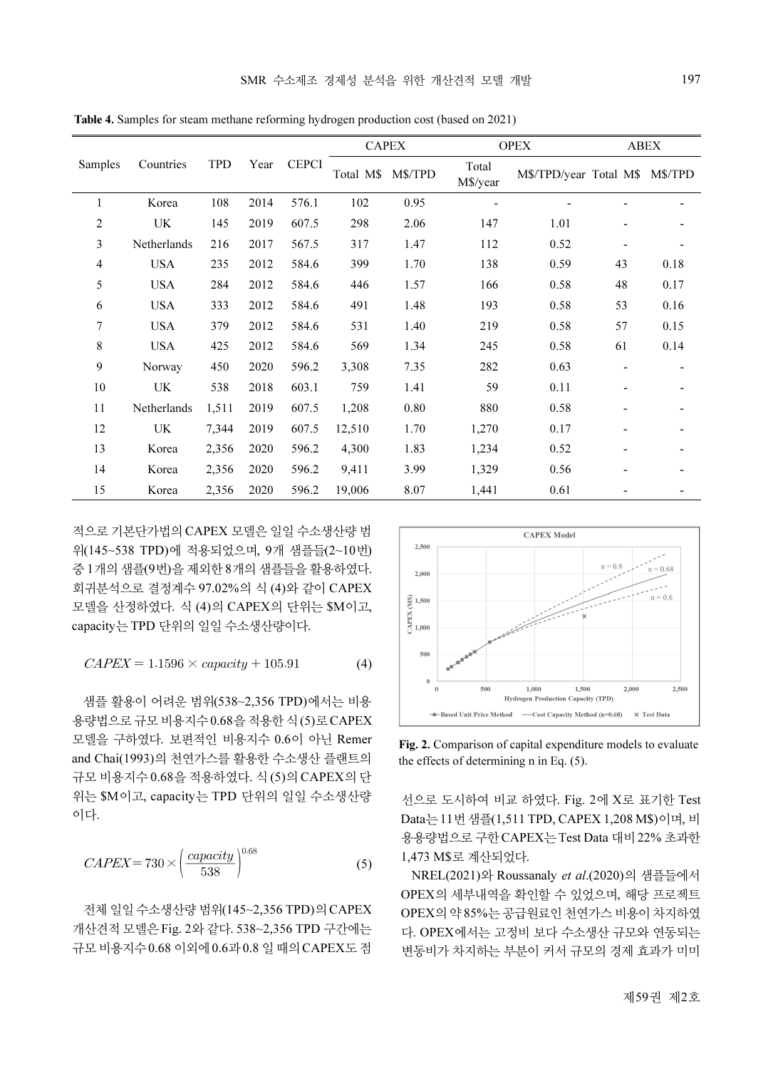**Table 4.** Samples for steam methane reforming hydrogen production cost (based on 2021)

| Samples | Countries | TPD | Year | CEPCI | CAPEX | | OPEX | | ABEX | |
|---|---|---|---|---|---|---|---|---|---|---|
| | | | | | Total M$ | M$/TPD | Total M$/year | M$/TPD/year | Total M$ | M$/TPD |
| 1 | Korea | 108 | 2014 | 576.1 | 102 | 0.95 | - | - | - | - |
| 2 | UK | 145 | 2019 | 607.5 | 298 | 2.06 | 147 | 1.01 | - | - |
| 3 | Netherlands | 216 | 2017 | 567.5 | 317 | 1.47 | 112 | 0.52 | - | - |
| 4 | USA | 235 | 2012 | 584.6 | 399 | 1.70 | 138 | 0.59 | 43 | 0.18 |
| 5 | USA | 284 | 2012 | 584.6 | 446 | 1.57 | 166 | 0.58 | 48 | 0.17 |
| 6 | USA | 333 | 2012 | 584.6 | 491 | 1.48 | 193 | 0.58 | 53 | 0.16 |
| 7 | USA | 379 | 2012 | 584.6 | 531 | 1.40 | 219 | 0.58 | 57 | 0.15 |
| 8 | USA | 425 | 2012 | 584.6 | 569 | 1.34 | 245 | 0.58 | 61 | 0.14 |
| 9 | Norway | 450 | 2020 | 596.2 | 3,308 | 7.35 | 282 | 0.63 | - | - |
| 10 | UK | 538 | 2018 | 603.1 | 759 | 1.41 | 59 | 0.11 | - | - |
| 11 | Netherlands | 1,511 | 2019 | 607.5 | 1,208 | 0.80 | 880 | 0.58 | - | - |
| 12 | UK | 7,344 | 2019 | 607.5 | 12,510 | 1.70 | 1,270 | 0.17 | - | - |
| 13 | Korea | 2,356 | 2020 | 596.2 | 4,300 | 1.83 | 1,234 | 0.52 | - | - |
| 14 | Korea | 2,356 | 2020 | 596.2 | 9,411 | 3.99 | 1,329 | 0.56 | - | - |
| 15 | Korea | 2,356 | 2020 | 596.2 | 19,006 | 8.07 | 1,441 | 0.61 | - | - |

적으로 기본단가법의 CAPEX 모델은 일일 수소생산량 범위(145~538 TPD)에 적용되었으며, 9개 샘플들(2~10번) 중 1개의 샘플(9번)을 제외한 8개의 샘플들을 활용하였다. 회귀분석으로 결정계수 97.02%의 식 (4)와 같이 CAPEX 모델을 산정하였다. 식 (4)의 CAPEX의 단위는 $M이고, capacity는 TPD 단위의 일일 수소생산량이다.

$$CAPEX = 1.1596 \times capacity + 105.91 \tag{4}$$

샘플 활용이 어려운 범위(538~2,356 TPD)에서는 비용용량법으로 규모 비용지수 0.68을 적용한 식 (5)로 CAPEX 모델을 구하였다. 보편적인 비용지수 0.6이 아닌 Remer and Chai(1993)의 천연가스를 활용한 수소생산 플랜트의 규모 비용지수 0.68을 적용하였다. 식 (5)의 CAPEX의 단위는 $M이고, capacity는 TPD 단위의 일일 수소생산량이다.

$$CAPEX = 730 \times \left(\frac{capacity}{538}\right)^{0.68} \tag{5}$$

전체 일일 수소생산량 범위(145~2,356 TPD)의 CAPEX 개산견적 모델은 Fig. 2와 같다. 538~2,356 TPD 구간에는 규모 비용지수 0.68 이외에 0.6과 0.8 일 때의 CAPEX도 점선으로 도시하여 비교 하였다. Fig. 2에 X로 표기한 Test Data는 11번 샘플(1,511 TPD, CAPEX 1,208 M$)이며, 비용용량법으로 구한 CAPEX는 Test Data 대비 22% 초과한 1,473 M$로 계산되었다.

**Fig. 2.** Comparison of capital expenditure models to evaluate the effects of determining n in Eq. (5).

NREL(2021)와 Roussanaly *et al*.(2020)의 샘플들에서 OPEX의 세부내역을 확인할 수 있었으며, 해당 프로젝트 OPEX의 약 85%는 공급원료인 천연가스 비용이 차지하였다. OPEX에서는 고정비 보다 수소생산 규모와 연동되는 변동비가 차지하는 부분이 커서 규모의 경제 효과가 미미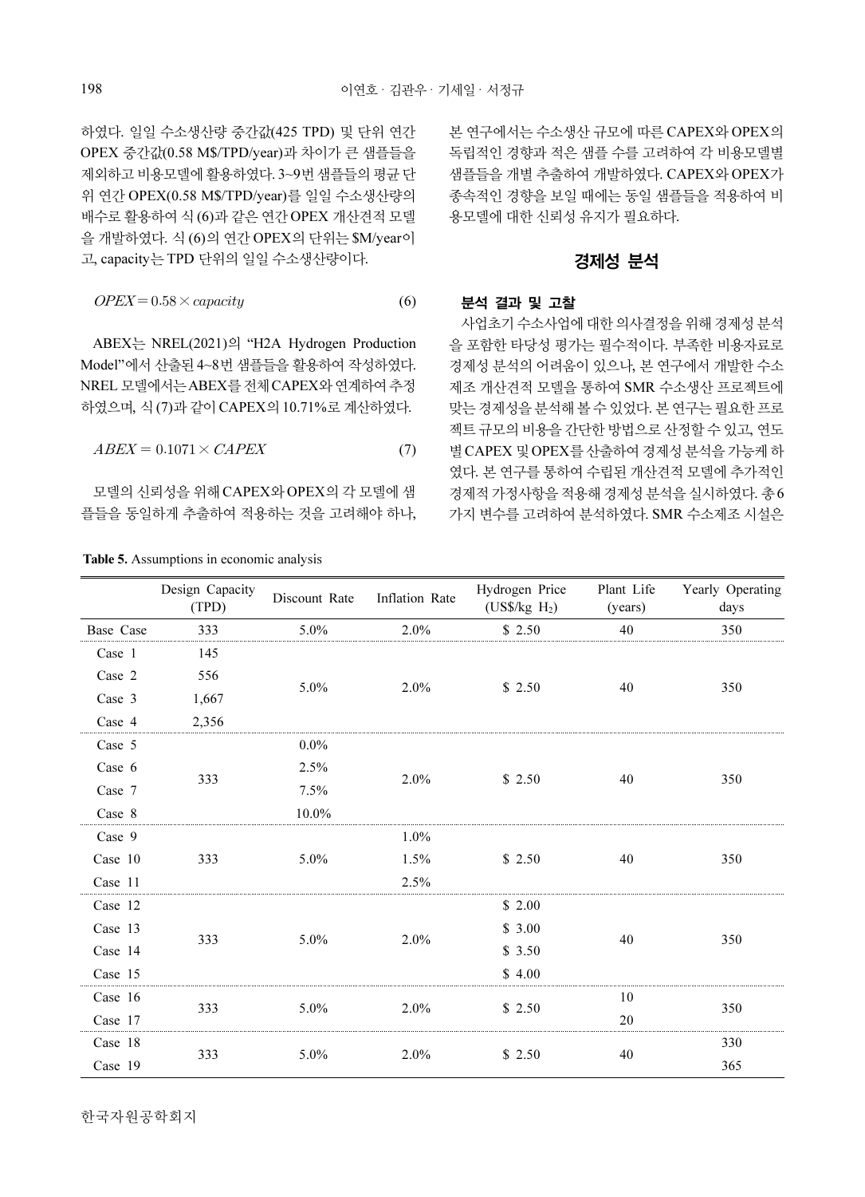하였다. 일일 수소생산량 중간값(425 TPD) 및 단위 연간 OPEX 중간값(0.58 M$/TPD/year)과 차이가 큰 샘플들을 제외하고 비용모델에 활용하였다. 3~9번 샘플들의 평균 단위 연간 OPEX(0.58 M$/TPD/year)를 일일 수소생산량의 배수로 활용하여 식 (6)과 같은 연간 OPEX 개산견적 모델을 개발하였다. 식 (6)의 연간 OPEX의 단위는 $M/year이고, capacity는 TPD 단위의 일일 수소생산량이다.

$$OPEX = 0.58 \times capacity \tag{6}$$

ABEX는 NREL(2021)의 “H2A Hydrogen Production Model”에서 산출된 4~8번 샘플들을 활용하여 작성하였다. NREL 모델에서는 ABEX를 전체 CAPEX와 연계하여 추정하였으며, 식 (7)과 같이 CAPEX의 10.71%로 계산하였다.

$$ABEX = 0.1071 \times CAPEX \tag{7}$$

모델의 신뢰성을 위해 CAPEX와 OPEX의 각 모델에 샘플들을 동일하게 추출하여 적용하는 것을 고려해야 하나, 본 연구에서는 수소생산 규모에 따른 CAPEX와 OPEX의 독립적인 경향과 적은 샘플 수를 고려하여 각 비용모델별 샘플들을 개별 추출하여 개발하였다. CAPEX와 OPEX가 종속적인 경향을 보일 때에는 동일 샘플들을 적용하여 비용모델에 대한 신뢰성 유지가 필요하다.

## 경제성 분석

### 분석 결과 및 고찰

사업초기 수소사업에 대한 의사결정을 위해 경제성 분석을 포함한 타당성 평가는 필수적이다. 부족한 비용자료로 경제성 분석의 어려움이 있으나, 본 연구에서 개발한 수소제조 개산견적 모델을 통하여 SMR 수소생산 프로젝트에 맞는 경제성을 분석해 볼 수 있었다. 본 연구는 필요한 프로젝트 규모의 비용을 간단한 방법으로 산정할 수 있고, 연도별 CAPEX 및 OPEX를 산출하여 경제성 분석을 가능케 하였다. 본 연구를 통하여 수립된 개산견적 모델에 추가적인 경제적 가정사항을 적용해 경제성 분석을 실시하였다. 총 6가지 변수를 고려하여 분석하였다. SMR 수소제조 시설은

**Table 5.** Assumptions in economic analysis

| | Design Capacity (TPD) | Discount Rate | Inflation Rate | Hydrogen Price (US$/kg $H_2$) | Plant Life (years) | Yearly Operating days |
|---|---|---|---|---|---|---|
| Base Case | 333 | 5.0% | 2.0% | $ 2.50 | 40 | 350 |
| Case 1 | 145 | 5.0% | 2.0% | $ 2.50 | 40 | 350 |
| Case 2 | 556 | | | | | |
| Case 3 | 1,667 | | | | | |
| Case 4 | 2,356 | | | | | |
| Case 5 | 333 | 0.0% | 2.0% | $ 2.50 | 40 | 350 |
| Case 6 | | 2.5% | | | | |
| Case 7 | | 7.5% | | | | |
| Case 8 | | 10.0% | | | | |
| Case 9 | 333 | 5.0% | 1.0% | $ 2.50 | 40 | 350 |
| Case 10 | | | 1.5% | | | |
| Case 11 | | | 2.5% | | | |
| Case 12 | 333 | 5.0% | 2.0% | $ 2.00 | 40 | 350 |
| Case 13 | | | | $ 3.00 | | |
| Case 14 | | | | $ 3.50 | | |
| Case 15 | | | | $ 4.00 | | |
| Case 16 | 333 | 5.0% | 2.0% | $ 2.50 | 10 | 350 |
| Case 17 | | | | | 20 | |
| Case 18 | 333 | 5.0% | 2.0% | $ 2.50 | 40 | 330 |
| Case 19 | | | | | | 365 |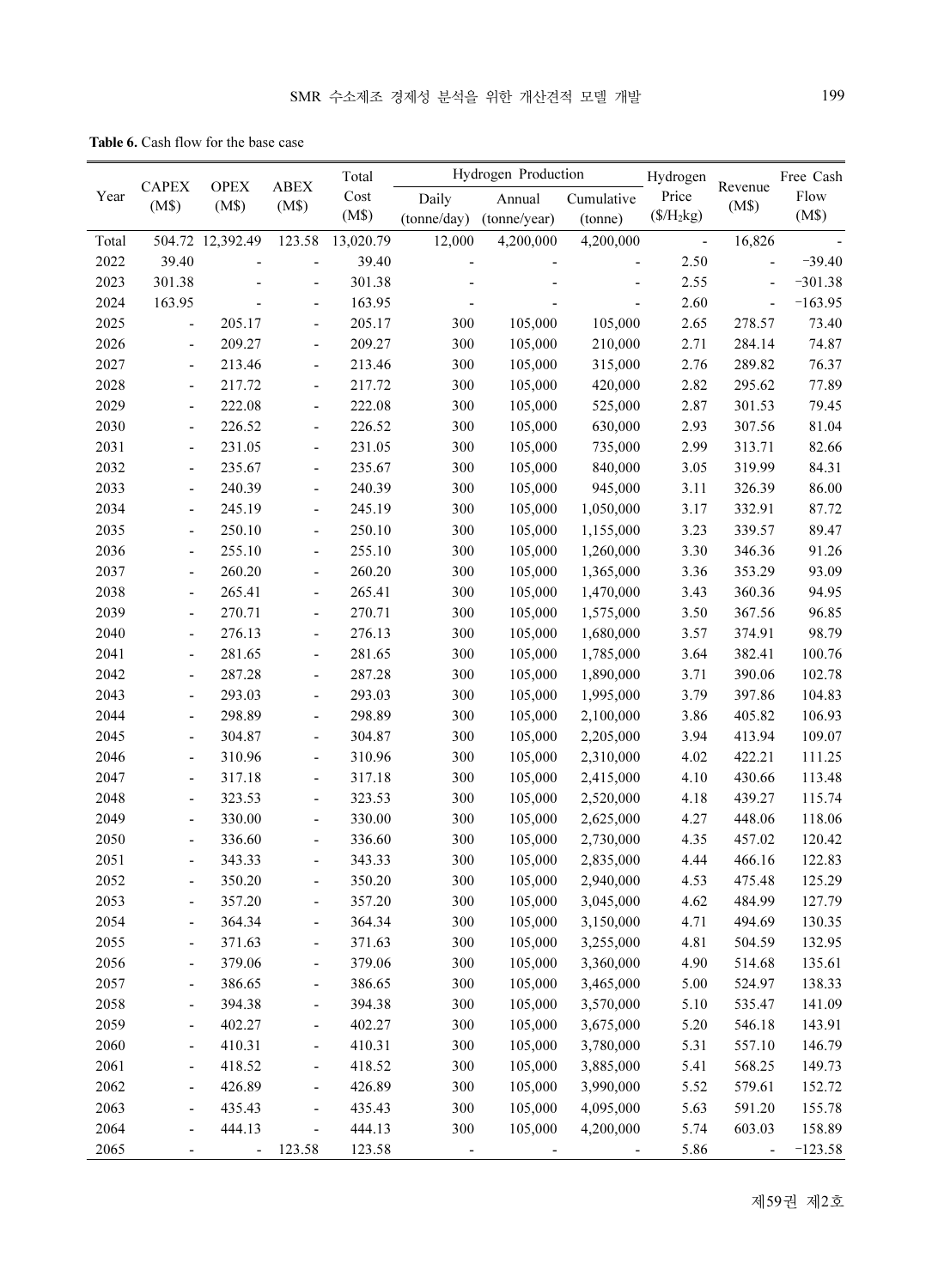**Table 6.** Cash flow for the base case

| Year | CAPEX (M$) | OPEX (M$) | ABEX (M$) | Total Cost (M$) | Hydrogen Production | | | Hydrogen Price ($/$H_2$kg) | Revenue (M$) | Free Cash Flow (M$) |
|---|---|---|---|---|---|---|---|---|---|---|
| | | | | | Daily (tonne/day) | Annual (tonne/year) | Cumulative (tonne) | | | |
| Total | 504.72 | 12,392.49 | 123.58 | 13,020.79 | 12,000 | 4,200,000 | 4,200,000 | - | 16,826 | - |
| 2022 | 39.40 | - | - | 39.40 | - | - | - | 2.50 | - | −39.40 |
| 2023 | 301.38 | - | - | 301.38 | - | - | - | 2.55 | - | −301.38 |
| 2024 | 163.95 | - | - | 163.95 | - | - | - | 2.60 | - | −163.95 |
| 2025 | - | 205.17 | - | 205.17 | 300 | 105,000 | 105,000 | 2.65 | 278.57 | 73.40 |
| 2026 | - | 209.27 | - | 209.27 | 300 | 105,000 | 210,000 | 2.71 | 284.14 | 74.87 |
| 2027 | - | 213.46 | - | 213.46 | 300 | 105,000 | 315,000 | 2.76 | 289.82 | 76.37 |
| 2028 | - | 217.72 | - | 217.72 | 300 | 105,000 | 420,000 | 2.82 | 295.62 | 77.89 |
| 2029 | - | 222.08 | - | 222.08 | 300 | 105,000 | 525,000 | 2.87 | 301.53 | 79.45 |
| 2030 | - | 226.52 | - | 226.52 | 300 | 105,000 | 630,000 | 2.93 | 307.56 | 81.04 |
| 2031 | - | 231.05 | - | 231.05 | 300 | 105,000 | 735,000 | 2.99 | 313.71 | 82.66 |
| 2032 | - | 235.67 | - | 235.67 | 300 | 105,000 | 840,000 | 3.05 | 319.99 | 84.31 |
| 2033 | - | 240.39 | - | 240.39 | 300 | 105,000 | 945,000 | 3.11 | 326.39 | 86.00 |
| 2034 | - | 245.19 | - | 245.19 | 300 | 105,000 | 1,050,000 | 3.17 | 332.91 | 87.72 |
| 2035 | - | 250.10 | - | 250.10 | 300 | 105,000 | 1,155,000 | 3.23 | 339.57 | 89.47 |
| 2036 | - | 255.10 | - | 255.10 | 300 | 105,000 | 1,260,000 | 3.30 | 346.36 | 91.26 |
| 2037 | - | 260.20 | - | 260.20 | 300 | 105,000 | 1,365,000 | 3.36 | 353.29 | 93.09 |
| 2038 | - | 265.41 | - | 265.41 | 300 | 105,000 | 1,470,000 | 3.43 | 360.36 | 94.95 |
| 2039 | - | 270.71 | - | 270.71 | 300 | 105,000 | 1,575,000 | 3.50 | 367.56 | 96.85 |
| 2040 | - | 276.13 | - | 276.13 | 300 | 105,000 | 1,680,000 | 3.57 | 374.91 | 98.79 |
| 2041 | - | 281.65 | - | 281.65 | 300 | 105,000 | 1,785,000 | 3.64 | 382.41 | 100.76 |
| 2042 | - | 287.28 | - | 287.28 | 300 | 105,000 | 1,890,000 | 3.71 | 390.06 | 102.78 |
| 2043 | - | 293.03 | - | 293.03 | 300 | 105,000 | 1,995,000 | 3.79 | 397.86 | 104.83 |
| 2044 | - | 298.89 | - | 298.89 | 300 | 105,000 | 2,100,000 | 3.86 | 405.82 | 106.93 |
| 2045 | - | 304.87 | - | 304.87 | 300 | 105,000 | 2,205,000 | 3.94 | 413.94 | 109.07 |
| 2046 | - | 310.96 | - | 310.96 | 300 | 105,000 | 2,310,000 | 4.02 | 422.21 | 111.25 |
| 2047 | - | 317.18 | - | 317.18 | 300 | 105,000 | 2,415,000 | 4.10 | 430.66 | 113.48 |
| 2048 | - | 323.53 | - | 323.53 | 300 | 105,000 | 2,520,000 | 4.18 | 439.27 | 115.74 |
| 2049 | - | 330.00 | - | 330.00 | 300 | 105,000 | 2,625,000 | 4.27 | 448.06 | 118.06 |
| 2050 | - | 336.60 | - | 336.60 | 300 | 105,000 | 2,730,000 | 4.35 | 457.02 | 120.42 |
| 2051 | - | 343.33 | - | 343.33 | 300 | 105,000 | 2,835,000 | 4.44 | 466.16 | 122.83 |
| 2052 | - | 350.20 | - | 350.20 | 300 | 105,000 | 2,940,000 | 4.53 | 475.48 | 125.29 |
| 2053 | - | 357.20 | - | 357.20 | 300 | 105,000 | 3,045,000 | 4.62 | 484.99 | 127.79 |
| 2054 | - | 364.34 | - | 364.34 | 300 | 105,000 | 3,150,000 | 4.71 | 494.69 | 130.35 |
| 2055 | - | 371.63 | - | 371.63 | 300 | 105,000 | 3,255,000 | 4.81 | 504.59 | 132.95 |
| 2056 | - | 379.06 | - | 379.06 | 300 | 105,000 | 3,360,000 | 4.90 | 514.68 | 135.61 |
| 2057 | - | 386.65 | - | 386.65 | 300 | 105,000 | 3,465,000 | 5.00 | 524.97 | 138.33 |
| 2058 | - | 394.38 | - | 394.38 | 300 | 105,000 | 3,570,000 | 5.10 | 535.47 | 141.09 |
| 2059 | - | 402.27 | - | 402.27 | 300 | 105,000 | 3,675,000 | 5.20 | 546.18 | 143.91 |
| 2060 | - | 410.31 | - | 410.31 | 300 | 105,000 | 3,780,000 | 5.31 | 557.10 | 146.79 |
| 2061 | - | 418.52 | - | 418.52 | 300 | 105,000 | 3,885,000 | 5.41 | 568.25 | 149.73 |
| 2062 | - | 426.89 | - | 426.89 | 300 | 105,000 | 3,990,000 | 5.52 | 579.61 | 152.72 |
| 2063 | - | 435.43 | - | 435.43 | 300 | 105,000 | 4,095,000 | 5.63 | 591.20 | 155.78 |
| 2064 | - | 444.13 | - | 444.13 | 300 | 105,000 | 4,200,000 | 5.74 | 603.03 | 158.89 |
| 2065 | - | - | 123.58 | 123.58 | - | - | - | 5.86 | - | −123.58 |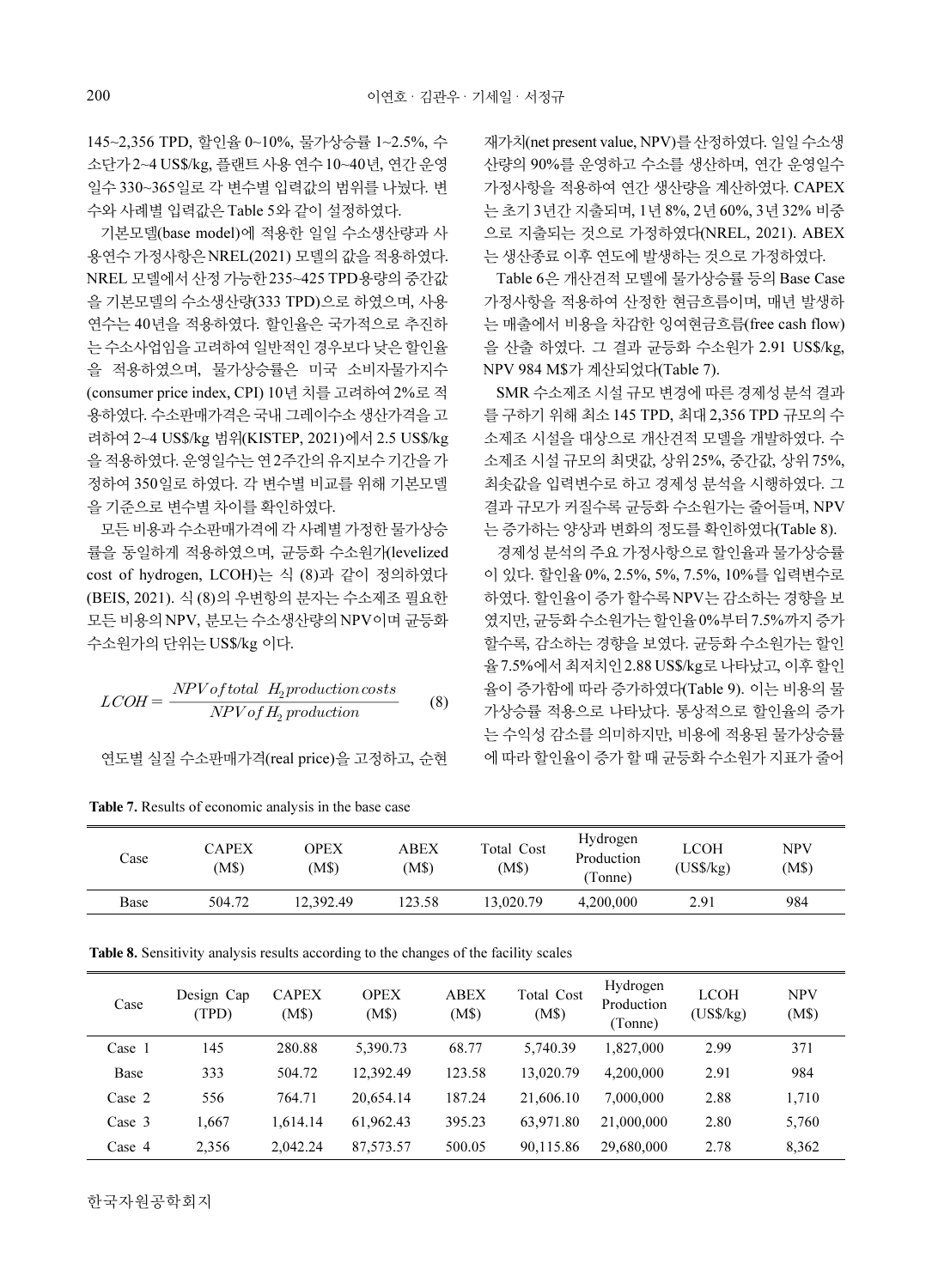145~2,356 TPD, 할인율 0~10%, 물가상승률 1~2.5%, 수소단가 2~4 US$/kg, 플랜트 사용 연수 10~40년, 연간 운영일수 330~365일로 각 변수별 입력값의 범위를 나눴다. 변수와 사례별 입력값은 Table 5와 같이 설정하였다.

기본모델(base model)에 적용한 일일 수소생산량과 사용연수 가정사항은 NREL(2021) 모델의 값을 적용하였다. NREL 모델에서 산정 가능한 235~425 TPD 용량의 중간값을 기본모델의 수소생산량(333 TPD)으로 하였으며, 사용연수는 40년을 적용하였다. 할인율은 국가적으로 추진하는 수소사업임을 고려하여 일반적인 경우보다 낮은 할인율을 적용하였으며, 물가상승률은 미국 소비자물가지수(consumer price index, CPI) 10년 치를 고려하여 2%로 적용하였다. 수소판매가격은 국내 그레이수소 생산가격을 고려하여 2~4 US$/kg 범위(KISTEP, 2021)에서 2.5 US$/kg을 적용하였다. 운영일수는 연 2주간의 유지보수 기간을 가정하여 350일로 하였다. 각 변수별 비교를 위해 기본모델을 기준으로 변수별 차이를 확인하였다.

모든 비용과 수소판매가격에 각 사례별 가정한 물가상승률을 동일하게 적용하였으며, 균등화 수소원가(levelized cost of hydrogen, LCOH)는 식 (8)과 같이 정의하였다(BEIS, 2021). 식 (8)의 우변항의 분자는 수소제조 필요한 모든 비용의 NPV, 분모는 수소생산량의 NPV이며 균등화 수소원가의 단위는 US$/kg 이다.

$$LCOH = \frac{NPV\,of\,total\ \ H_2\,production\,costs}{NPV\,of\,H_2\,production} \tag{8}$$

연도별 실질 수소판매가격(real price)을 고정하고, 순현재가치(net present value, NPV)를 산정하였다. 일일 수소생산량의 90%를 운영하고 수소를 생산하며, 연간 운영일수 가정사항을 적용하여 연간 생산량을 계산하였다. CAPEX는 초기 3년간 지출되며, 1년 8%, 2년 60%, 3년 32% 비중으로 지출되는 것으로 가정하였다(NREL, 2021). ABEX는 생산종료 이후 연도에 발생하는 것으로 가정하였다.

Table 6은 개산견적 모델에 물가상승률 등의 Base Case 가정사항을 적용하여 산정한 현금흐름이며, 매년 발생하는 매출에서 비용을 차감한 잉여현금흐름(free cash flow)을 산출 하였다. 그 결과 균등화 수소원가 2.91 US$/kg, NPV 984 M$가 계산되었다(Table 7).

SMR 수소제조 시설 규모 변경에 따른 경제성 분석 결과를 구하기 위해 최소 145 TPD, 최대 2,356 TPD 규모의 수소제조 시설을 대상으로 개산견적 모델을 개발하였다. 수소제조 시설 규모의 최댓값, 상위 25%, 중간값, 상위 75%, 최솟값을 입력변수로 하고 경제성 분석을 시행하였다. 그 결과 규모가 커질수록 균등화 수소원가는 줄어들며, NPV는 증가하는 양상과 변화의 정도를 확인하였다(Table 8).

경제성 분석의 주요 가정사항으로 할인율과 물가상승률이 있다. 할인율 0%, 2.5%, 5%, 7.5%, 10%를 입력변수로 하였다. 할인율이 증가 할수록 NPV는 감소하는 경향을 보였지만, 균등화 수소원가는 할인율 0%부터 7.5%까지 증가할수록, 감소하는 경향을 보였다. 균등화 수소원가는 할인율 7.5%에서 최저치인 2.88 US$/kg로 나타났고, 이후 할인율이 증가함에 따라 증가하였다(Table 9). 이는 비용의 물가상승률 적용으로 나타났다. 통상적으로 할인율의 증가는 수익성 감소를 의미하지만, 비용에 적용된 물가상승률에 따라 할인율이 증가 할 때 균등화 수소원가 지표가 줄어

**Table 7.** Results of economic analysis in the base case

| Case | CAPEX (M$) | OPEX (M$) | ABEX (M$) | Total Cost (M$) | Hydrogen Production (Tonne) | LCOH (US$/kg) | NPV (M$) |
|---|---|---|---|---|---|---|---|
| Base | 504.72 | 12,392.49 | 123.58 | 13,020.79 | 4,200,000 | 2.91 | 984 |

**Table 8.** Sensitivity analysis results according to the changes of the facility scales

| Case | Design Cap (TPD) | CAPEX (M$) | OPEX (M$) | ABEX (M$) | Total Cost (M$) | Hydrogen Production (Tonne) | LCOH (US$/kg) | NPV (M$) |
|---|---|---|---|---|---|---|---|---|
| Case 1 | 145 | 280.88 | 5,390.73 | 68.77 | 5,740.39 | 1,827,000 | 2.99 | 371 |
| Base | 333 | 504.72 | 12,392.49 | 123.58 | 13,020.79 | 4,200,000 | 2.91 | 984 |
| Case 2 | 556 | 764.71 | 20,654.14 | 187.24 | 21,606.10 | 7,000,000 | 2.88 | 1,710 |
| Case 3 | 1,667 | 1,614.14 | 61,962.43 | 395.23 | 63,971.80 | 21,000,000 | 2.80 | 5,760 |
| Case 4 | 2,356 | 2,042.24 | 87,573.57 | 500.05 | 90,115.86 | 29,680,000 | 2.78 | 8,362 |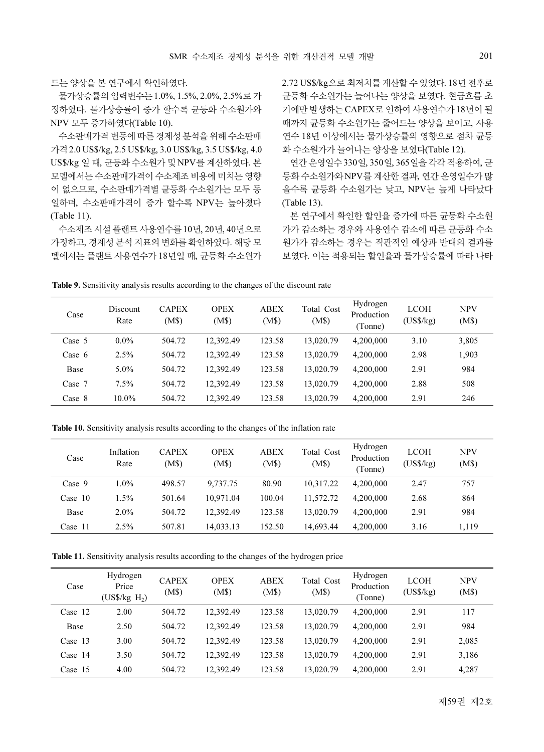드는 양상을 본 연구에서 확인하였다.

물가상승률의 입력변수는 1.0%, 1.5%, 2.0%, 2.5%로 가정하였다. 물가상승률이 증가 할수록 균등화 수소원가와 NPV 모두 증가하였다(Table 10).

수소판매가격 변동에 따른 경제성 분석을 위해 수소판매가격 2.0 US$/kg, 2.5 US$/kg, 3.0 US$/kg, 3.5 US$/kg, 4.0 US$/kg 일 때, 균등화 수소원가 및 NPV를 계산하였다. 본 모델에서는 수소판매가격이 수소제조 비용에 미치는 영향이 없으므로, 수소판매가격별 균등화 수소원가는 모두 동일하며, 수소판매가격이 증가 할수록 NPV는 높아졌다(Table 11).

수소제조 시설 플랜트 사용연수를 10년, 20년, 40년으로 가정하고, 경제성 분석 지표의 변화를 확인하였다. 해당 모델에서는 플랜트 사용연수가 18년일 때, 균등화 수소원가 2.72 US$/kg으로 최저치를 계산할 수 있었다. 18년 전후로 균등화 수소원가는 늘어나는 양상을 보였다. 현금흐름 초기에만 발생하는 CAPEX로 인하여 사용연수가 18년이 될 때까지 균등화 수소원가는 줄어드는 양상을 보이고, 사용연수 18년 이상에서는 물가상승률의 영향으로 점차 균등화 수소원가가 늘어나는 양상을 보였다(Table 12).

연간 운영일수 330일, 350일, 365일을 각각 적용하여, 균등화 수소원가와 NPV를 계산한 결과, 연간 운영일수가 많을수록 균등화 수소원가는 낮고, NPV는 높게 나타났다(Table 13).

본 연구에서 확인한 할인율 증가에 따른 균등화 수소원가가 감소하는 경우와 사용연수 감소에 따른 균등화 수소원가가 감소하는 경우는 직관적인 예상과 반대의 결과를 보였다. 이는 적용되는 할인율과 물가상승률에 따라 나타

**Table 9.** Sensitivity analysis results according to the changes of the discount rate

| Case | Discount Rate | CAPEX (M$) | OPEX (M$) | ABEX (M$) | Total Cost (M$) | Hydrogen Production (Tonne) | LCOH (US$/kg) | NPV (M$) |
|---|---|---|---|---|---|---|---|---|
| Case 5 | 0.0% | 504.72 | 12,392.49 | 123.58 | 13,020.79 | 4,200,000 | 3.10 | 3,805 |
| Case 6 | 2.5% | 504.72 | 12,392.49 | 123.58 | 13,020.79 | 4,200,000 | 2.98 | 1,903 |
| Base | 5.0% | 504.72 | 12,392.49 | 123.58 | 13,020.79 | 4,200,000 | 2.91 | 984 |
| Case 7 | 7.5% | 504.72 | 12,392.49 | 123.58 | 13,020.79 | 4,200,000 | 2.88 | 508 |
| Case 8 | 10.0% | 504.72 | 12,392.49 | 123.58 | 13,020.79 | 4,200,000 | 2.91 | 246 |

**Table 10.** Sensitivity analysis results according to the changes of the inflation rate

| Case | Inflation Rate | CAPEX (M$) | OPEX (M$) | ABEX (M$) | Total Cost (M$) | Hydrogen Production (Tonne) | LCOH (US$/kg) | NPV (M$) |
|---|---|---|---|---|---|---|---|---|
| Case 9 | 1.0% | 498.57 | 9,737.75 | 80.90 | 10,317.22 | 4,200,000 | 2.47 | 757 |
| Case 10 | 1.5% | 501.64 | 10,971.04 | 100.04 | 11,572.72 | 4,200,000 | 2.68 | 864 |
| Base | 2.0% | 504.72 | 12,392.49 | 123.58 | 13,020.79 | 4,200,000 | 2.91 | 984 |
| Case 11 | 2.5% | 507.81 | 14,033.13 | 152.50 | 14,693.44 | 4,200,000 | 3.16 | 1,119 |

**Table 11.** Sensitivity analysis results according to the changes of the hydrogen price

| Case | Hydrogen Price (US$/kg $H_2$) | CAPEX (M$) | OPEX (M$) | ABEX (M$) | Total Cost (M$) | Hydrogen Production (Tonne) | LCOH (US$/kg) | NPV (M$) |
|---|---|---|---|---|---|---|---|---|
| Case 12 | 2.00 | 504.72 | 12,392.49 | 123.58 | 13,020.79 | 4,200,000 | 2.91 | 117 |
| Base | 2.50 | 504.72 | 12,392.49 | 123.58 | 13,020.79 | 4,200,000 | 2.91 | 984 |
| Case 13 | 3.00 | 504.72 | 12,392.49 | 123.58 | 13,020.79 | 4,200,000 | 2.91 | 2,085 |
| Case 14 | 3.50 | 504.72 | 12,392.49 | 123.58 | 13,020.79 | 4,200,000 | 2.91 | 3,186 |
| Case 15 | 4.00 | 504.72 | 12,392.49 | 123.58 | 13,020.79 | 4,200,000 | 2.91 | 4,287 |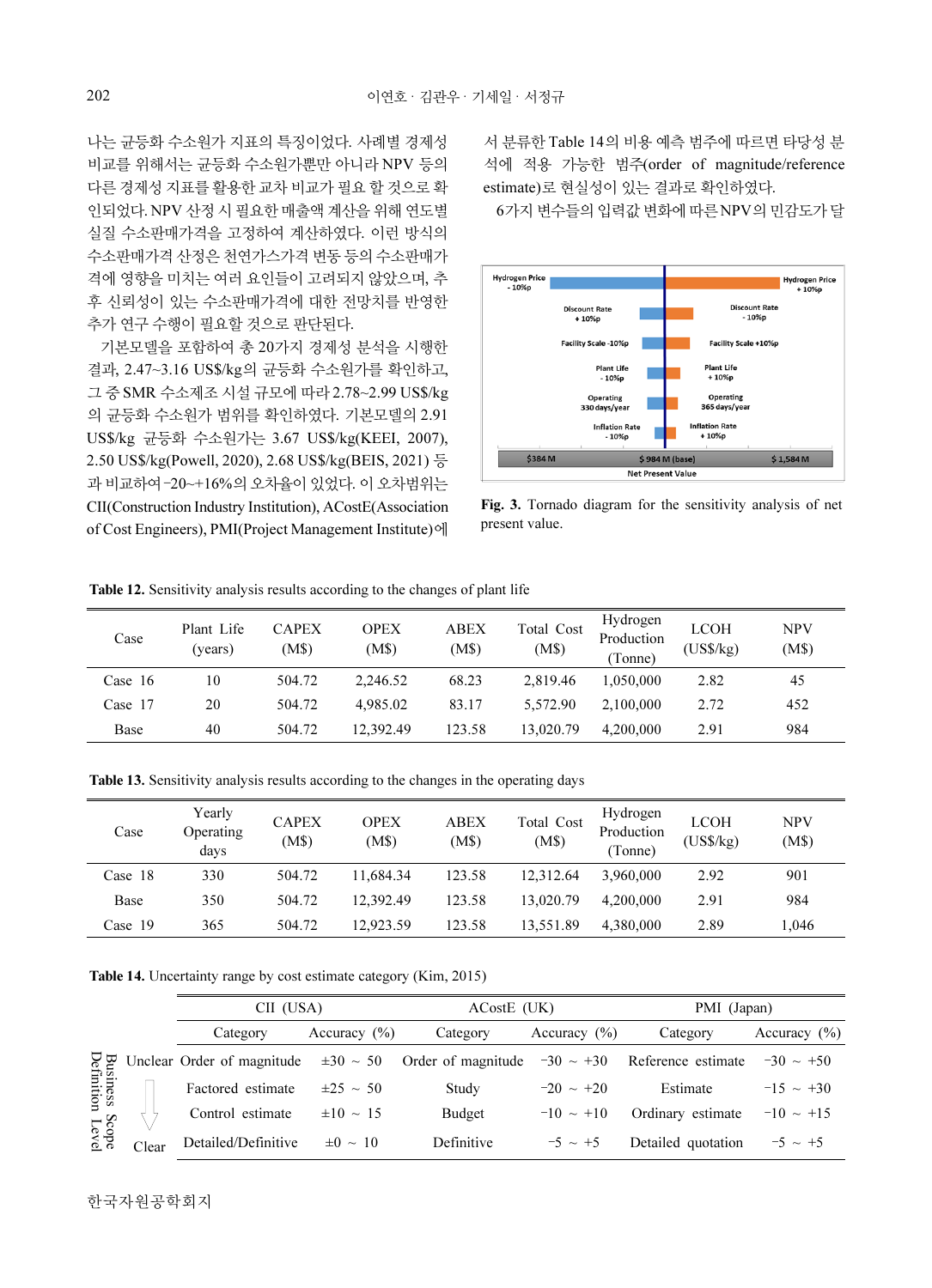나는 균등화 수소원가 지표의 특징이었다. 사례별 경제성 비교를 위해서는 균등화 수소원가뿐만 아니라 NPV 등의 다른 경제성 지표를 활용한 교차 비교가 필요 할 것으로 확인되었다. NPV 산정 시 필요한 매출액 계산을 위해 연도별 실질 수소판매가격을 고정하여 계산하였다. 이런 방식의 수소판매가격 산정은 천연가스가격 변동 등의 수소판매가격에 영향을 미치는 여러 요인들이 고려되지 않았으며, 추후 신뢰성이 있는 수소판매가격에 대한 전망치를 반영한 추가 연구 수행이 필요할 것으로 판단된다.

기본모델을 포함하여 총 20가지 경제성 분석을 시행한 결과, 2.47~3.16 US$/kg의 균등화 수소원가를 확인하고, 그 중 SMR 수소제조 시설 규모에 따라 2.78~2.99 US$/kg의 균등화 수소원가 범위를 확인하였다. 기본모델의 2.91 US$/kg 균등화 수소원가는 3.67 US$/kg(KEEI, 2007), 2.50 US$/kg(Powell, 2020), 2.68 US$/kg(BEIS, 2021) 등과 비교하여 -20~+16%의 오차율이 있었다. 이 오차범위는 CII(Construction Industry Institution), ACostE(Association of Cost Engineers), PMI(Project Management Institute)에서 분류한 Table 14의 비용 예측 범주에 따르면 타당성 분석에 적용 가능한 범주(order of magnitude/reference estimate)로 현실성이 있는 결과로 확인하였다.

6가지 변수들의 입력값 변화에 따른 NPV의 민감도가 달

**Fig. 3.** Tornado diagram for the sensitivity analysis of net present value.

**Table 12.** Sensitivity analysis results according to the changes of plant life

| Case | Plant Life (years) | CAPEX (M$) | OPEX (M$) | ABEX (M$) | Total Cost (M$) | Hydrogen Production (Tonne) | LCOH (US$/kg) | NPV (M$) |
|---|---|---|---|---|---|---|---|---|
| Case 16 | 10 | 504.72 | 2,246.52 | 68.23 | 2,819.46 | 1,050,000 | 2.82 | 45 |
| Case 17 | 20 | 504.72 | 4,985.02 | 83.17 | 5,572.90 | 2,100,000 | 2.72 | 452 |
| Base | 40 | 504.72 | 12,392.49 | 123.58 | 13,020.79 | 4,200,000 | 2.91 | 984 |

**Table 13.** Sensitivity analysis results according to the changes in the operating days

| Case | Yearly Operating days | CAPEX (M$) | OPEX (M$) | ABEX (M$) | Total Cost (M$) | Hydrogen Production (Tonne) | LCOH (US$/kg) | NPV (M$) |
|---|---|---|---|---|---|---|---|---|
| Case 18 | 330 | 504.72 | 11,684.34 | 123.58 | 12,312.64 | 3,960,000 | 2.92 | 901 |
| Base | 350 | 504.72 | 12,392.49 | 123.58 | 13,020.79 | 4,200,000 | 2.91 | 984 |
| Case 19 | 365 | 504.72 | 12,923.59 | 123.58 | 13,551.89 | 4,380,000 | 2.89 | 1,046 |

**Table 14.** Uncertainty range by cost estimate category (Kim, 2015)

| Business Scope Definition Level | CII (USA) | | ACostE (UK) | | PMI (Japan) | |
|---|---|---|---|---|---|---|
| | Category | Accuracy (%) | Category | Accuracy (%) | Category | Accuracy (%) |
| Unclear | Order of magnitude | ±30 ~ 50 | Order of magnitude | -30 ~ +30 | Reference estimate | -30 ~ +50 |
| ↓ | Factored estimate | ±25 ~ 50 | Study | -20 ~ +20 | Estimate | -15 ~ +30 |
| ↓ | Control estimate | ±10 ~ 15 | Budget | -10 ~ +10 | Ordinary estimate | -10 ~ +15 |
| Clear | Detailed/Definitive | ±0 ~ 10 | Definitive | -5 ~ +5 | Detailed quotation | -5 ~ +5 |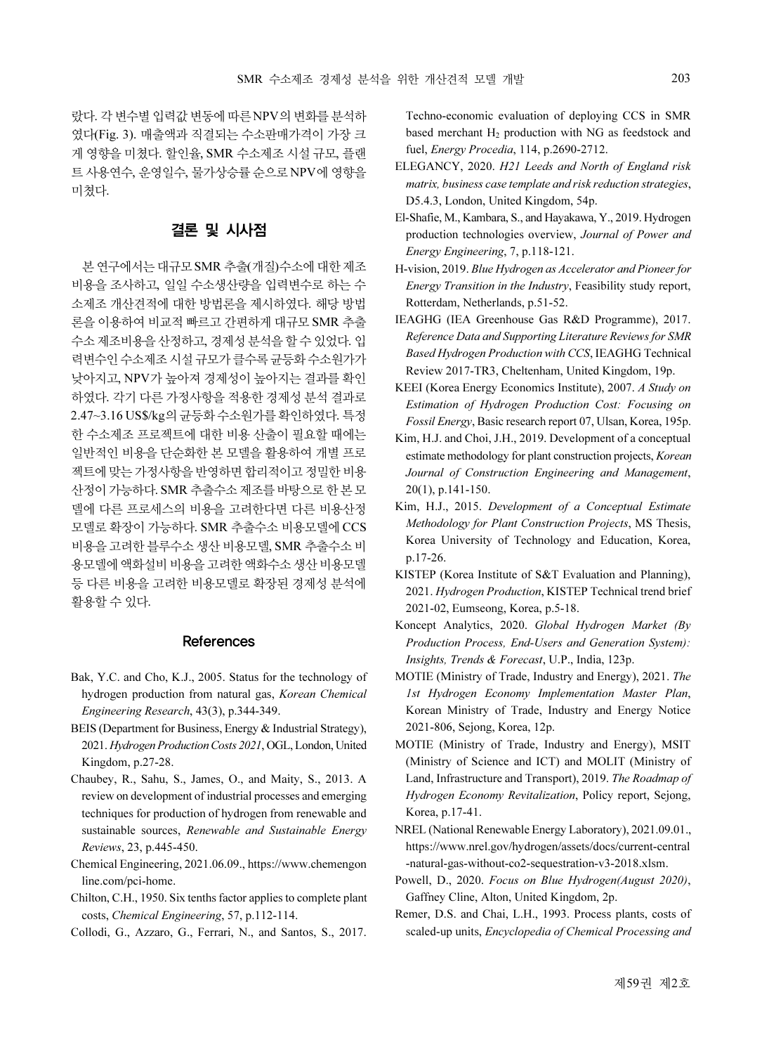랐다. 각 변수별 입력값 변동에 따른 NPV의 변화를 분석하였다(Fig. 3). 매출액과 직결되는 수소판매가격이 가장 크게 영향을 미쳤다. 할인율, SMR 수소제조 시설 규모, 플랜트 사용연수, 운영일수, 물가상승률 순으로 NPV에 영향을 미쳤다.

## 결론 및 시사점

본 연구에서는 대규모 SMR 추출(개질)수소에 대한 제조비용을 조사하고, 일일 수소생산량을 입력변수로 하는 수소제조 개산견적에 대한 방법론을 제시하였다. 해당 방법론을 이용하여 비교적 빠르고 간편하게 대규모 SMR 추출수소 제조비용을 산정하고, 경제성 분석을 할 수 있었다. 입력변수인 수소제조 시설 규모가 클수록 균등화 수소원가가 낮아지고, NPV가 높아져 경제성이 높아지는 결과를 확인하였다. 각기 다른 가정사항을 적용한 경제성 분석 결과로 2.47~3.16 US$/kg의 균등화 수소원가를 확인하였다. 특정한 수소제조 프로젝트에 대한 비용 산출이 필요할 때에는 일반적인 비용을 단순화한 본 모델을 활용하여 개별 프로젝트에 맞는 가정사항을 반영하면 합리적이고 정밀한 비용 산정이 가능하다. SMR 추출수소 제조를 바탕으로 한 본 모델에 다른 프로세스의 비용을 고려한다면 다른 비용산정 모델로 확장이 가능하다. SMR 추출수소 비용모델에 CCS 비용을 고려한 블루수소 생산 비용모델, SMR 추출수소 비용모델에 액화설비 비용을 고려한 액화수소 생산 비용모델 등 다른 비용을 고려한 비용모델로 확장된 경제성 분석에 활용할 수 있다.

## References

Bak, Y.C. and Cho, K.J., 2005. Status for the technology of hydrogen production from natural gas, *Korean Chemical Engineering Research*, 43(3), p.344-349.

BEIS (Department for Business, Energy & Industrial Strategy), 2021. *Hydrogen Production Costs 2021*, OGL, London, United Kingdom, p.27-28.

Chaubey, R., Sahu, S., James, O., and Maity, S., 2013. A review on development of industrial processes and emerging techniques for production of hydrogen from renewable and sustainable sources, *Renewable and Sustainable Energy Reviews*, 23, p.445-450.

Chemical Engineering, 2021.06.09., https://www.chemengonline.com/pci-home.

Chilton, C.H., 1950. Six tenths factor applies to complete plant costs, *Chemical Engineering*, 57, p.112-114.

Collodi, G., Azzaro, G., Ferrari, N., and Santos, S., 2017. Techno-economic evaluation of deploying CCS in SMR based merchant $H_2$ production with NG as feedstock and fuel, *Energy Procedia*, 114, p.2690-2712.

ELEGANCY, 2020. *H21 Leeds and North of England risk matrix, business case template and risk reduction strategies*, D5.4.3, London, United Kingdom, 54p.

El-Shafie, M., Kambara, S., and Hayakawa, Y., 2019. Hydrogen production technologies overview, *Journal of Power and Energy Engineering*, 7, p.118-121.

H-vision, 2019. *Blue Hydrogen as Accelerator and Pioneer for Energy Transition in the Industry*, Feasibility study report, Rotterdam, Netherlands, p.51-52.

IEAGHG (IEA Greenhouse Gas R&D Programme), 2017. *Reference Data and Supporting Literature Reviews for SMR Based Hydrogen Production with CCS*, IEAGHG Technical Review 2017-TR3, Cheltenham, United Kingdom, 19p.

KEEI (Korea Energy Economics Institute), 2007. *A Study on Estimation of Hydrogen Production Cost: Focusing on Fossil Energy*, Basic research report 07, Ulsan, Korea, 195p.

Kim, H.J. and Choi, J.H., 2019. Development of a conceptual estimate methodology for plant construction projects, *Korean Journal of Construction Engineering and Management*, 20(1), p.141-150.

Kim, H.J., 2015. *Development of a Conceptual Estimate Methodology for Plant Construction Projects*, MS Thesis, Korea University of Technology and Education, Korea, p.17-26.

KISTEP (Korea Institute of S&T Evaluation and Planning), 2021. *Hydrogen Production*, KISTEP Technical trend brief 2021-02, Eumseong, Korea, p.5-18.

Koncept Analytics, 2020. *Global Hydrogen Market (By Production Process, End-Users and Generation System): Insights, Trends & Forecast*, U.P., India, 123p.

MOTIE (Ministry of Trade, Industry and Energy), 2021. *The 1st Hydrogen Economy Implementation Master Plan*, Korean Ministry of Trade, Industry and Energy Notice 2021-806, Sejong, Korea, 12p.

MOTIE (Ministry of Trade, Industry and Energy), MSIT (Ministry of Science and ICT) and MOLIT (Ministry of Land, Infrastructure and Transport), 2019. *The Roadmap of Hydrogen Economy Revitalization*, Policy report, Sejong, Korea, p.17-41.

NREL (National Renewable Energy Laboratory), 2021.09.01., https://www.nrel.gov/hydrogen/assets/docs/current-central-natural-gas-without-co2-sequestration-v3-2018.xlsm.

Powell, D., 2020. *Focus on Blue Hydrogen(August 2020)*, Gaffney Cline, Alton, United Kingdom, 2p.

Remer, D.S. and Chai, L.H., 1993. Process plants, costs of scaled-up units, *Encyclopedia of Chemical Processing and*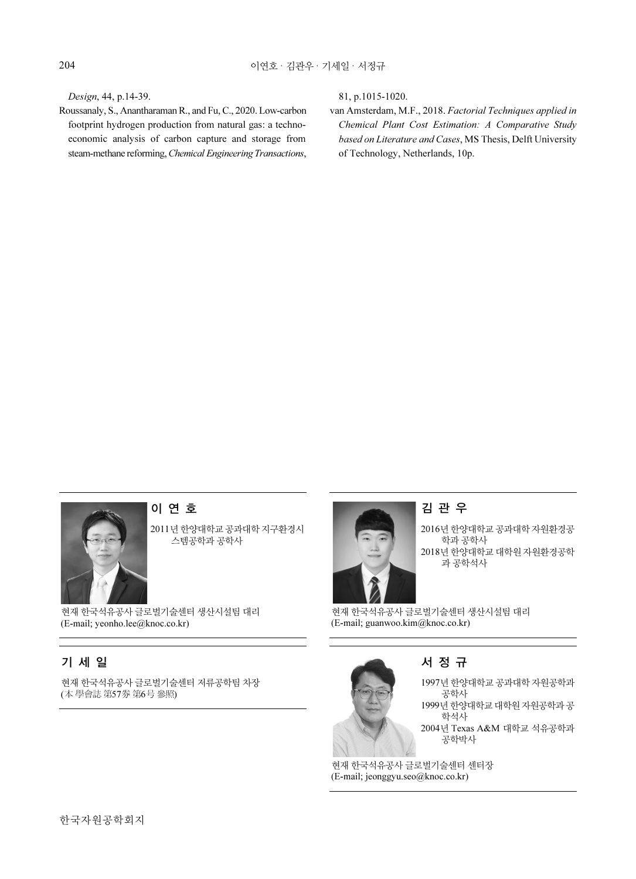*Design*, 44, p.14-39.

Roussanaly, S., Anantharaman R., and Fu, C., 2020. Low-carbon footprint hydrogen production from natural gas: a techno-economic analysis of carbon capture and storage from steam-methane reforming, *Chemical Engineering Transactions*, 81, p.1015-1020.

van Amsterdam, M.F., 2018. *Factorial Techniques applied in Chemical Plant Cost Estimation: A Comparative Study based on Literature and Cases*, MS Thesis, Delft University of Technology, Netherlands, 10p.

**이 연 호**

2011년 한양대학교 공과대학 지구환경시스템공학과 공학사

현재 한국석유공사 글로벌기술센터 생산시설팀 대리
(E-mail; yeonho.lee@knoc.co.kr)

**김 관 우**

2016년 한양대학교 공과대학 자원환경공학과 공학사
2018년 한양대학교 대학원 자원환경공학과 공학석사

현재 한국석유공사 글로벌기술센터 생산시설팀 대리
(E-mail; guanwoo.kim@knoc.co.kr)

**기 세 일**

현재 한국석유공사 글로벌기술센터 저류공학팀 차장
(本 學會誌 第57券 第6号 參照)

**서 정 규**

1997년 한양대학교 공과대학 자원공학과 공학사
1999년 한양대학교 대학원 자원공학과 공학석사
2004년 Texas A&M 대학교 석유공학과 공학박사

현재 한국석유공사 글로벌기술센터 센터장
(E-mail; jeonggyu.seo@knoc.co.kr)